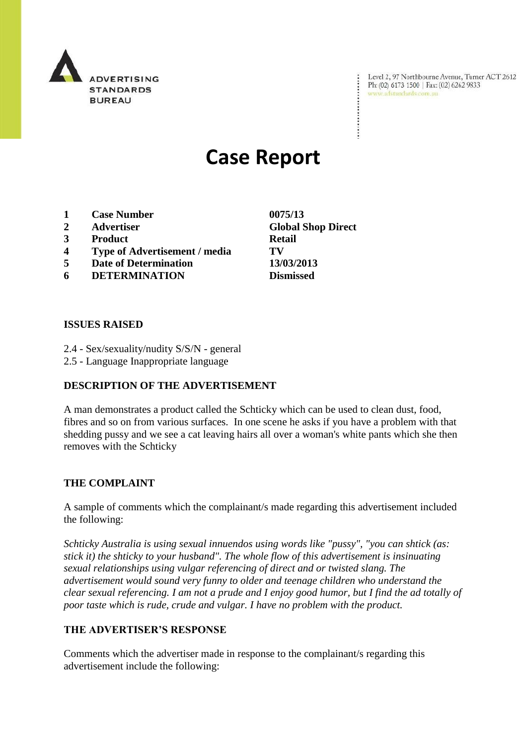ADVERTISING STANDARDS BUREAU

Level 2, 97 Northbourne Avenue, Turner ACT 2612
Ph: (02) 6173 1500 | Fax: (02) 6262 9833
www.adstandards.com.au

# Case Report

| | | |
|---|---|---|
| **1** | **Case Number** | **0075/13** |
| **2** | **Advertiser** | **Global Shop Direct** |
| **3** | **Product** | **Retail** |
| **4** | **Type of Advertisement / media** | **TV** |
| **5** | **Date of Determination** | **13/03/2013** |
| **6** | **DETERMINATION** | **Dismissed** |

**ISSUES RAISED**

2.4 - Sex/sexuality/nudity S/S/N - general
2.5 - Language Inappropriate language

**DESCRIPTION OF THE ADVERTISEMENT**

A man demonstrates a product called the Schticky which can be used to clean dust, food, fibres and so on from various surfaces. In one scene he asks if you have a problem with that shedding pussy and we see a cat leaving hairs all over a woman's white pants which she then removes with the Schticky

**THE COMPLAINT**

A sample of comments which the complainant/s made regarding this advertisement included the following:

*Schticky Australia is using sexual innuendos using words like "pussy", "you can shtick (as: stick it) the shticky to your husband". The whole flow of this advertisement is insinuating sexual relationships using vulgar referencing of direct and or twisted slang. The advertisement would sound very funny to older and teenage children who understand the clear sexual referencing. I am not a prude and I enjoy good humor, but I find the ad totally of poor taste which is rude, crude and vulgar. I have no problem with the product.*

**THE ADVERTISER'S RESPONSE**

Comments which the advertiser made in response to the complainant/s regarding this advertisement include the following: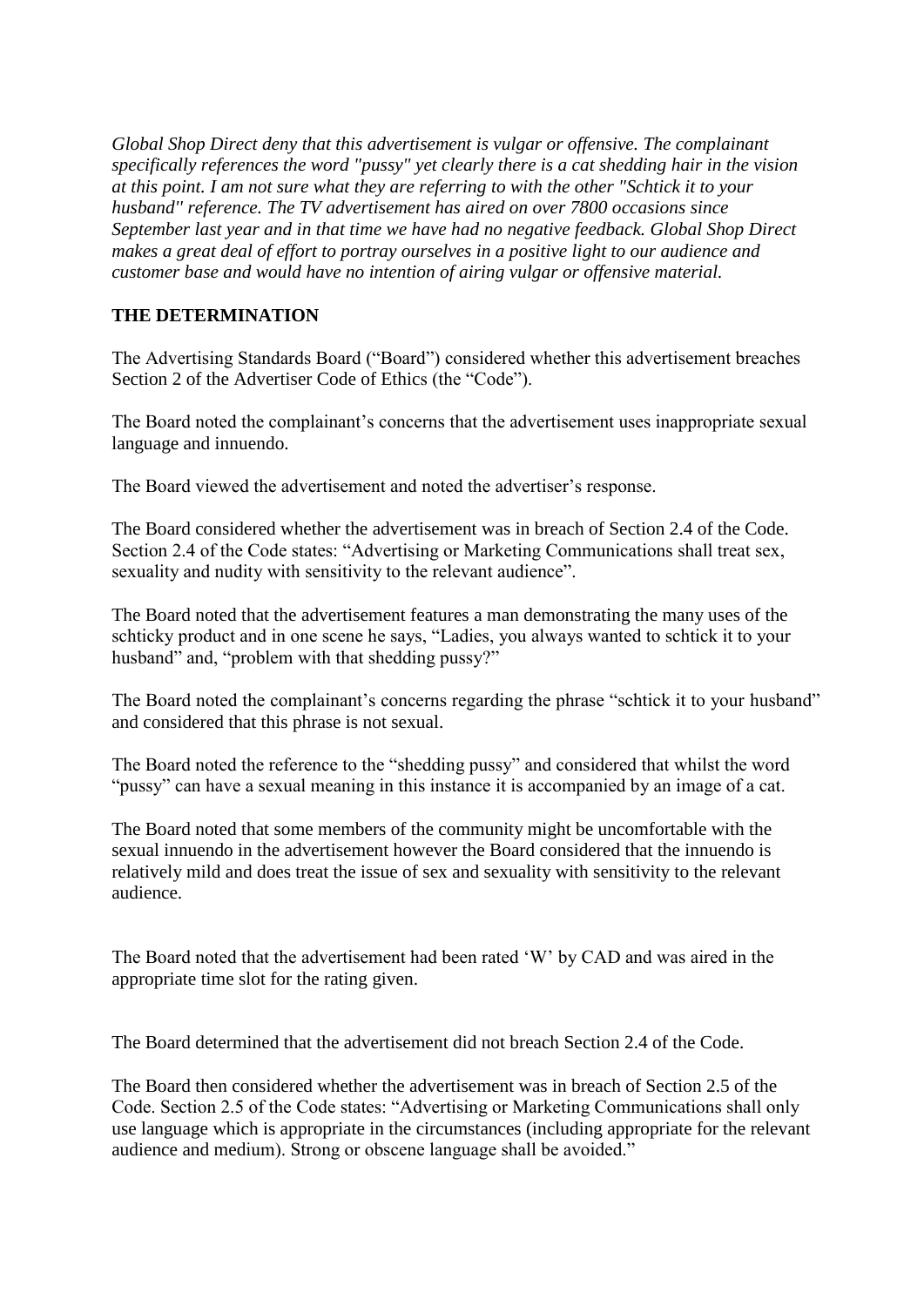*Global Shop Direct deny that this advertisement is vulgar or offensive. The complainant specifically references the word "pussy" yet clearly there is a cat shedding hair in the vision at this point. I am not sure what they are referring to with the other "Schtick it to your husband" reference. The TV advertisement has aired on over 7800 occasions since September last year and in that time we have had no negative feedback. Global Shop Direct makes a great deal of effort to portray ourselves in a positive light to our audience and customer base and would have no intention of airing vulgar or offensive material.*

**THE DETERMINATION**

The Advertising Standards Board ("Board") considered whether this advertisement breaches Section 2 of the Advertiser Code of Ethics (the "Code").

The Board noted the complainant's concerns that the advertisement uses inappropriate sexual language and innuendo.

The Board viewed the advertisement and noted the advertiser's response.

The Board considered whether the advertisement was in breach of Section 2.4 of the Code. Section 2.4 of the Code states: "Advertising or Marketing Communications shall treat sex, sexuality and nudity with sensitivity to the relevant audience".

The Board noted that the advertisement features a man demonstrating the many uses of the schticky product and in one scene he says, "Ladies, you always wanted to schtick it to your husband" and, "problem with that shedding pussy?"

The Board noted the complainant's concerns regarding the phrase "schtick it to your husband" and considered that this phrase is not sexual.

The Board noted the reference to the "shedding pussy" and considered that whilst the word "pussy" can have a sexual meaning in this instance it is accompanied by an image of a cat.

The Board noted that some members of the community might be uncomfortable with the sexual innuendo in the advertisement however the Board considered that the innuendo is relatively mild and does treat the issue of sex and sexuality with sensitivity to the relevant audience.

The Board noted that the advertisement had been rated 'W' by CAD and was aired in the appropriate time slot for the rating given.

The Board determined that the advertisement did not breach Section 2.4 of the Code.

The Board then considered whether the advertisement was in breach of Section 2.5 of the Code. Section 2.5 of the Code states: "Advertising or Marketing Communications shall only use language which is appropriate in the circumstances (including appropriate for the relevant audience and medium). Strong or obscene language shall be avoided."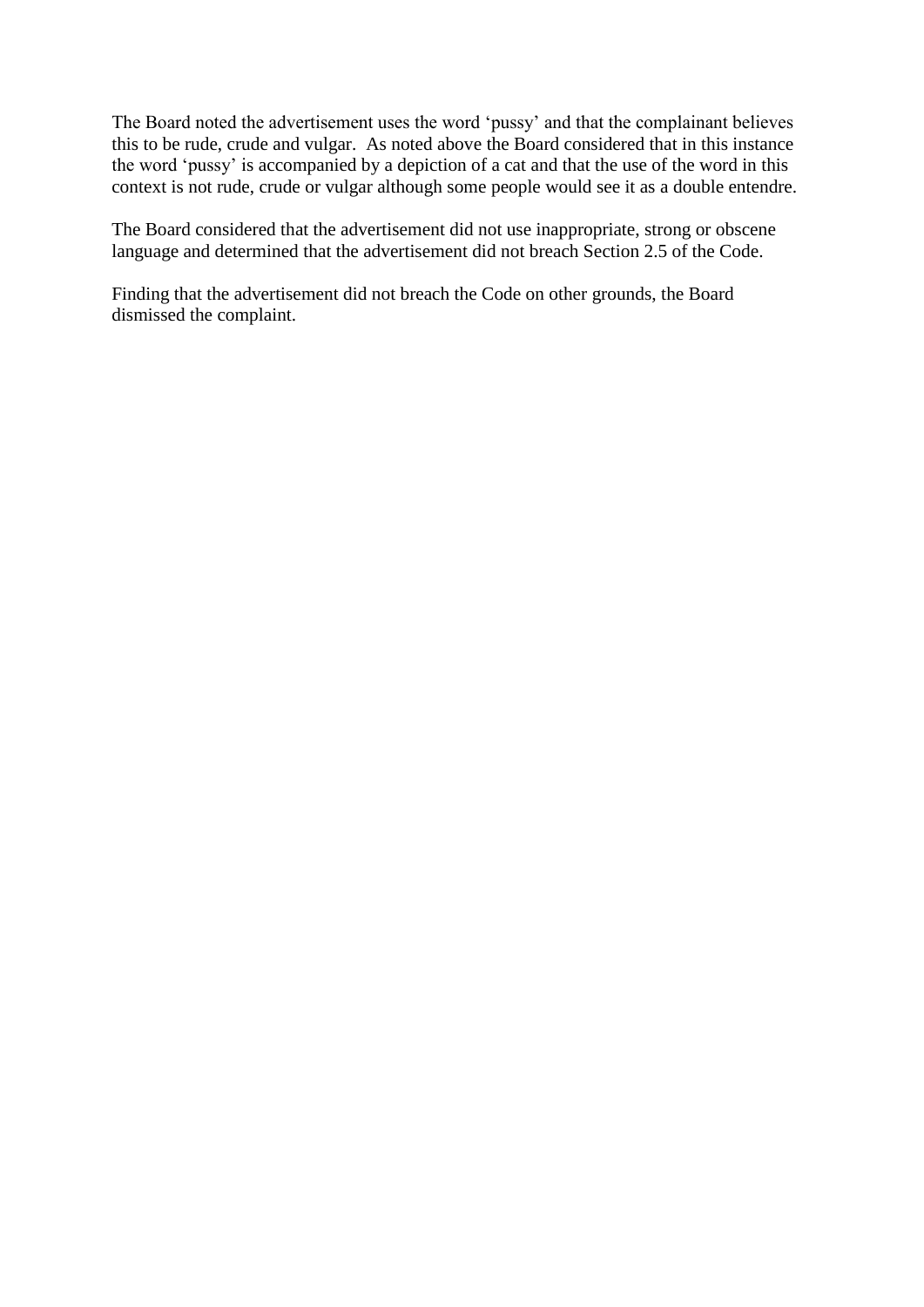The Board noted the advertisement uses the word 'pussy' and that the complainant believes this to be rude, crude and vulgar. As noted above the Board considered that in this instance the word 'pussy' is accompanied by a depiction of a cat and that the use of the word in this context is not rude, crude or vulgar although some people would see it as a double entendre.

The Board considered that the advertisement did not use inappropriate, strong or obscene language and determined that the advertisement did not breach Section 2.5 of the Code.

Finding that the advertisement did not breach the Code on other grounds, the Board dismissed the complaint.